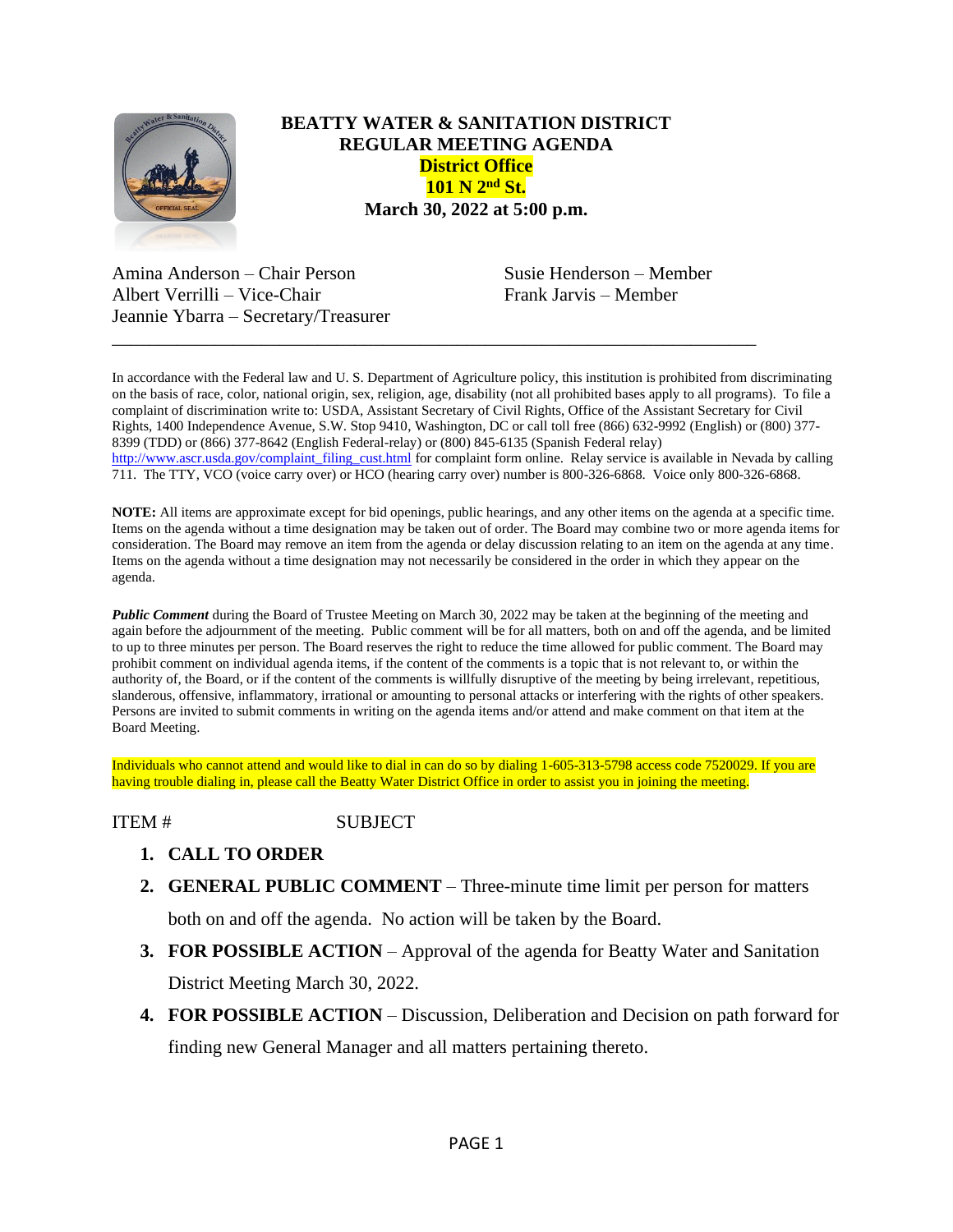# BEATTY WATER & SANITATION DISTRICT
## REGULAR MEETING AGENDA
### District Office
### 101 N 2nd St.
### March 30, 2022 at 5:00 p.m.

Amina Anderson – Chair Person
Albert Verrilli – Vice-Chair
Jeannie Ybarra – Secretary/Treasurer
Susie Henderson – Member
Frank Jarvis – Member

---

In accordance with the Federal law and U. S. Department of Agriculture policy, this institution is prohibited from discriminating on the basis of race, color, national origin, sex, religion, age, disability (not all prohibited bases apply to all programs). To file a complaint of discrimination write to: USDA, Assistant Secretary of Civil Rights, Office of the Assistant Secretary for Civil Rights, 1400 Independence Avenue, S.W. Stop 9410, Washington, DC or call toll free (866) 632-9992 (English) or (800) 377-8399 (TDD) or (866) 377-8642 (English Federal-relay) or (800) 845-6135 (Spanish Federal relay) http://www.ascr.usda.gov/complaint_filing_cust.html for complaint form online. Relay service is available in Nevada by calling 711. The TTY, VCO (voice carry over) or HCO (hearing carry over) number is 800-326-6868. Voice only 800-326-6868.

**NOTE:** All items are approximate except for bid openings, public hearings, and any other items on the agenda at a specific time. Items on the agenda without a time designation may be taken out of order. The Board may combine two or more agenda items for consideration. The Board may remove an item from the agenda or delay discussion relating to an item on the agenda at any time. Items on the agenda without a time designation may not necessarily be considered in the order in which they appear on the agenda.

***Public Comment*** during the Board of Trustee Meeting on March 30, 2022 may be taken at the beginning of the meeting and again before the adjournment of the meeting. Public comment will be for all matters, both on and off the agenda, and be limited to up to three minutes per person. The Board reserves the right to reduce the time allowed for public comment. The Board may prohibit comment on individual agenda items, if the content of the comments is a topic that is not relevant to, or within the authority of, the Board, or if the content of the comments is willfully disruptive of the meeting by being irrelevant, repetitious, slanderous, offensive, inflammatory, irrational or amounting to personal attacks or interfering with the rights of other speakers. Persons are invited to submit comments in writing on the agenda items and/or attend and make comment on that item at the Board Meeting.

Individuals who cannot attend and would like to dial in can do so by dialing 1-605-313-5798 access code 7520029. If you are having trouble dialing in, please call the Beatty Water District Office in order to assist you in joining the meeting.

ITEM # SUBJECT

1. **CALL TO ORDER**
2. **GENERAL PUBLIC COMMENT** – Three-minute time limit per person for matters both on and off the agenda. No action will be taken by the Board.
3. **FOR POSSIBLE ACTION** – Approval of the agenda for Beatty Water and Sanitation District Meeting March 30, 2022.
4. **FOR POSSIBLE ACTION** – Discussion, Deliberation and Decision on path forward for finding new General Manager and all matters pertaining thereto.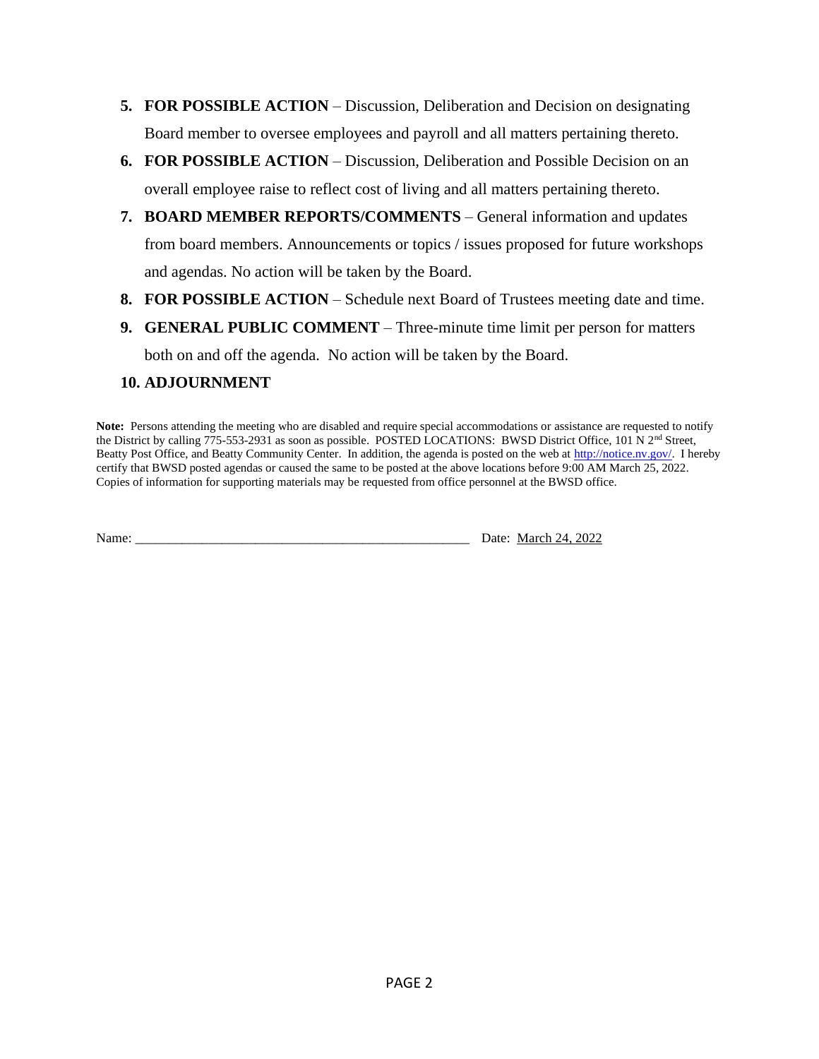5. **FOR POSSIBLE ACTION** – Discussion, Deliberation and Decision on designating Board member to oversee employees and payroll and all matters pertaining thereto.
6. **FOR POSSIBLE ACTION** – Discussion, Deliberation and Possible Decision on an overall employee raise to reflect cost of living and all matters pertaining thereto.
7. **BOARD MEMBER REPORTS/COMMENTS** – General information and updates from board members. Announcements or topics / issues proposed for future workshops and agendas. No action will be taken by the Board.
8. **FOR POSSIBLE ACTION** – Schedule next Board of Trustees meeting date and time.
9. **GENERAL PUBLIC COMMENT** – Three-minute time limit per person for matters both on and off the agenda. No action will be taken by the Board.
10. **ADJOURNMENT**

**Note:** Persons attending the meeting who are disabled and require special accommodations or assistance are requested to notify the District by calling 775-553-2931 as soon as possible. POSTED LOCATIONS: BWSD District Office, 101 N 2nd Street, Beatty Post Office, and Beatty Community Center. In addition, the agenda is posted on the web at http://notice.nv.gov/. I hereby certify that BWSD posted agendas or caused the same to be posted at the above locations before 9:00 AM March 25, 2022. Copies of information for supporting materials may be requested from office personnel at the BWSD office.

Name: ____________________________________________________ Date: March 24, 2022